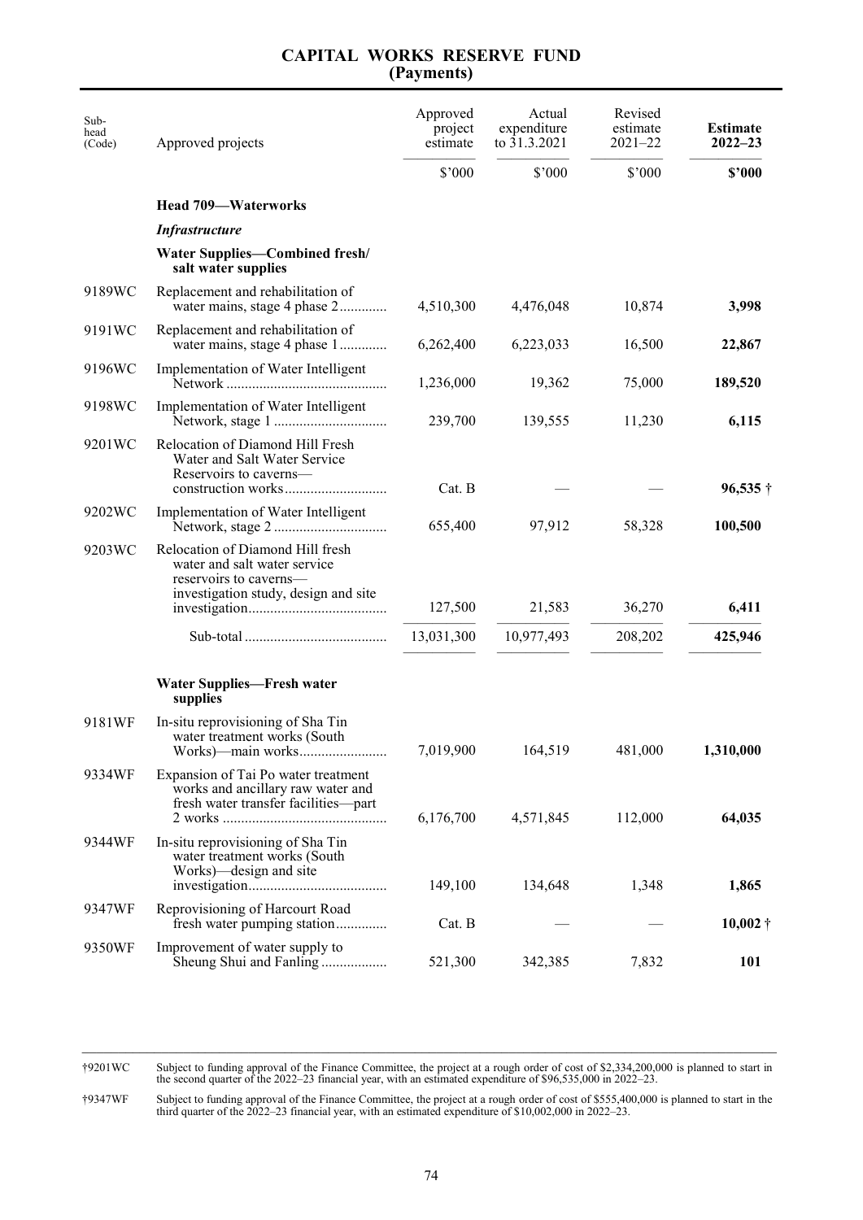# CAPITAL WORKS RESERVE FUND
## (Payments)

| Sub-head (Code) | Approved projects | Approved project estimate | Actual expenditure to 31.3.2021 | Revised estimate 2021–22 | **Estimate 2022–23** |
|---|---|---|---|---|---|
| | | $'000 | $'000 | $'000 | **$'000** |
| | **Head 709—Waterworks** | | | | |
| | ***Infrastructure*** | | | | |
| | **Water Supplies—Combined fresh/ salt water supplies** | | | | |
| 9189WC | Replacement and rehabilitation of water mains, stage 4 phase 2 | 4,510,300 | 4,476,048 | 10,874 | **3,998** |
| 9191WC | Replacement and rehabilitation of water mains, stage 4 phase 1 | 6,262,400 | 6,223,033 | 16,500 | **22,867** |
| 9196WC | Implementation of Water Intelligent Network | 1,236,000 | 19,362 | 75,000 | **189,520** |
| 9198WC | Implementation of Water Intelligent Network, stage 1 | 239,700 | 139,555 | 11,230 | **6,115** |
| 9201WC | Relocation of Diamond Hill Fresh Water and Salt Water Service Reservoirs to caverns—construction works | Cat. B | — | — | **96,535** † |
| 9202WC | Implementation of Water Intelligent Network, stage 2 | 655,400 | 97,912 | 58,328 | **100,500** |
| 9203WC | Relocation of Diamond Hill fresh water and salt water service reservoirs to caverns—investigation study, design and site investigation | 127,500 | 21,583 | 36,270 | **6,411** |
| | Sub-total | 13,031,300 | 10,977,493 | 208,202 | **425,946** |
| | **Water Supplies—Fresh water supplies** | | | | |
| 9181WF | In-situ reprovisioning of Sha Tin water treatment works (South Works)—main works | 7,019,900 | 164,519 | 481,000 | **1,310,000** |
| 9334WF | Expansion of Tai Po water treatment works and ancillary raw water and fresh water transfer facilities—part 2 works | 6,176,700 | 4,571,845 | 112,000 | **64,035** |
| 9344WF | In-situ reprovisioning of Sha Tin water treatment works (South Works)—design and site investigation | 149,100 | 134,648 | 1,348 | **1,865** |
| 9347WF | Reprovisioning of Harcourt Road fresh water pumping station | Cat. B | — | — | **10,002** † |
| 9350WF | Improvement of water supply to Sheung Shui and Fanling | 521,300 | 342,385 | 7,832 | **101** |

†9201WC Subject to funding approval of the Finance Committee, the project at a rough order of cost of $2,334,200,000 is planned to start in the second quarter of the 2022–23 financial year, with an estimated expenditure of $96,535,000 in 2022–23.

†9347WF Subject to funding approval of the Finance Committee, the project at a rough order of cost of $555,400,000 is planned to start in the third quarter of the 2022–23 financial year, with an estimated expenditure of $10,002,000 in 2022–23.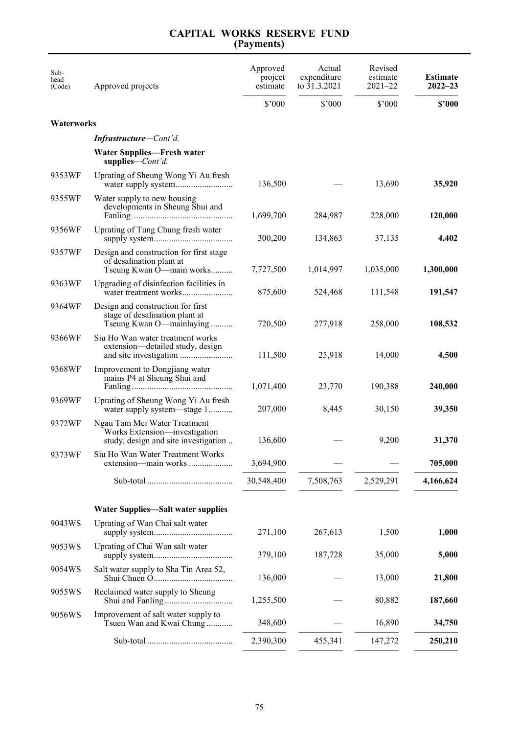# CAPITAL WORKS RESERVE FUND
## (Payments)

| Sub-head (Code) | Approved projects | Approved project estimate | Actual expenditure to 31.3.2021 | Revised estimate 2021–22 | **Estimate 2022–23** |
|---|---|---|---|---|---|
| | | $'000 | $'000 | $'000 | **$'000** |
| **Waterworks** | | | | | |
| | ***Infrastructure****—Cont'd.* | | | | |
| | **Water Supplies—Fresh water supplies**—*Cont'd.* | | | | |
| 9353WF | Uprating of Sheung Wong Yi Au fresh water supply system.......................... | 136,500 | — | 13,690 | **35,920** |
| 9355WF | Water supply to new housing developments in Sheung Shui and Fanling............................................. | 1,699,700 | 284,987 | 228,000 | **120,000** |
| 9356WF | Uprating of Tung Chung fresh water supply system................................... | 300,200 | 134,863 | 37,135 | **4,402** |
| 9357WF | Design and construction for first stage of desalination plant at Tseung Kwan O—main works.......... | 7,727,500 | 1,014,997 | 1,035,000 | **1,300,000** |
| 9363WF | Upgrading of disinfection facilities in water treatment works...................... | 875,600 | 524,468 | 111,548 | **191,547** |
| 9364WF | Design and construction for first stage of desalination plant at Tseung Kwan O—mainlaying .......... | 720,500 | 277,918 | 258,000 | **108,532** |
| 9366WF | Siu Ho Wan water treatment works extension—detailed study, design and site investigation ........................ | 111,500 | 25,918 | 14,000 | **4,500** |
| 9368WF | Improvement to Dongjiang water mains P4 at Sheung Shui and Fanling............................................. | 1,071,400 | 23,770 | 190,388 | **240,000** |
| 9369WF | Uprating of Sheung Wong Yi Au fresh water supply system—stage 1........... | 207,000 | 8,445 | 30,150 | **39,350** |
| 9372WF | Ngau Tam Mei Water Treatment Works Extension—investigation study, design and site investigation .. | 136,600 | — | 9,200 | **31,370** |
| 9373WF | Siu Ho Wan Water Treatment Works extension—main works .................... | 3,694,900 | — | — | **705,000** |
| | Sub-total ...................................... | 30,548,400 | 7,508,763 | 2,529,291 | **4,166,624** |
| | **Water Supplies—Salt water supplies** | | | | |
| 9043WS | Uprating of Wan Chai salt water supply system................................... | 271,100 | 267,613 | 1,500 | **1,000** |
| 9053WS | Uprating of Chai Wan salt water supply system................................... | 379,100 | 187,728 | 35,000 | **5,000** |
| 9054WS | Salt water supply to Sha Tin Area 52, Shui Chuen O.................................... | 136,000 | — | 13,000 | **21,800** |
| 9055WS | Reclaimed water supply to Sheung Shui and Fanling............................... | 1,255,500 | — | 80,882 | **187,660** |
| 9056WS | Improvement of salt water supply to Tsuen Wan and Kwai Chung ............ | 348,600 | — | 16,890 | **34,750** |
| | Sub-total ...................................... | 2,390,300 | 455,341 | 147,272 | **250,210** |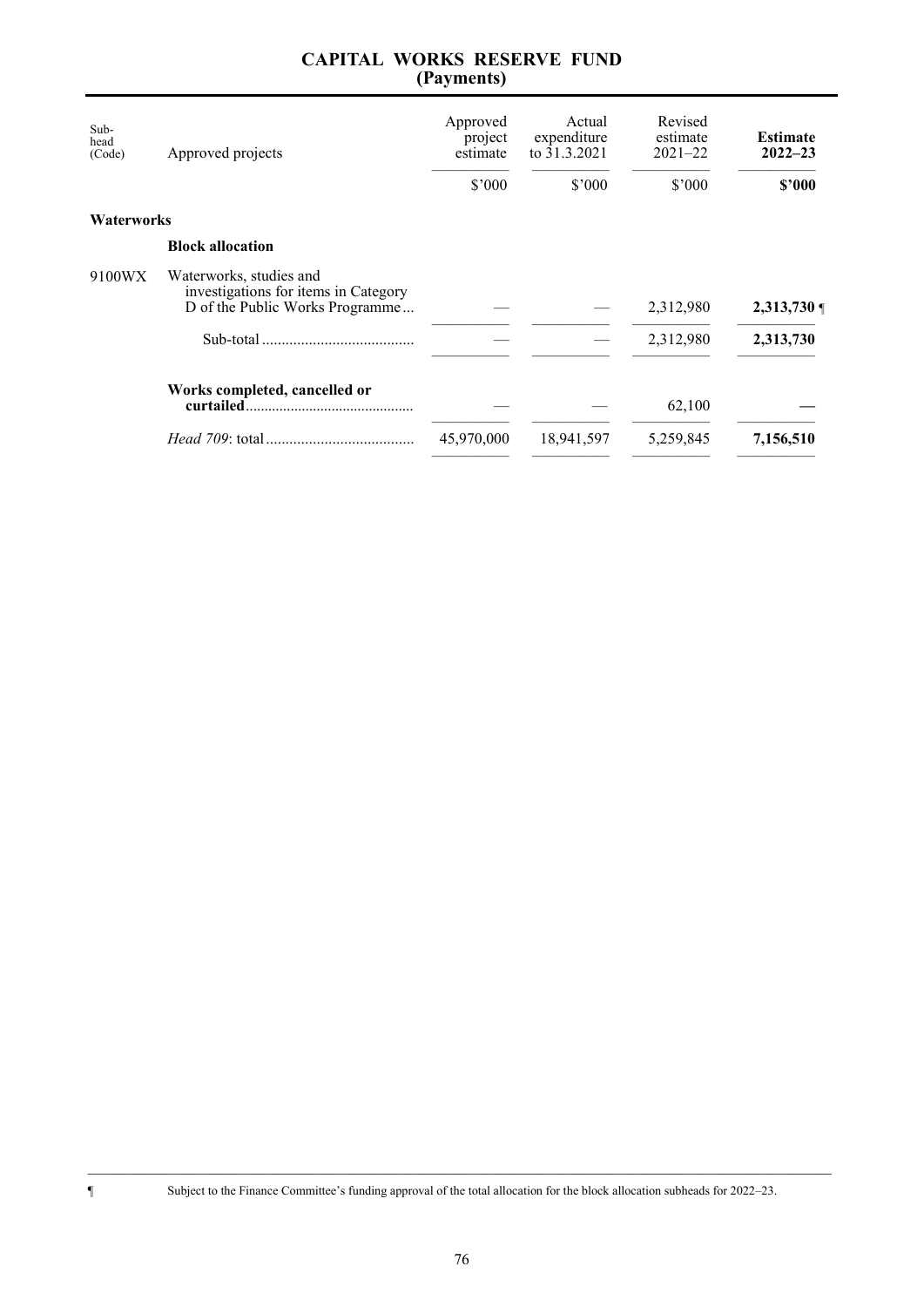# CAPITAL WORKS RESERVE FUND
## (Payments)

| Sub-head (Code) | Approved projects | Approved project estimate | Actual expenditure to 31.3.2021 | Revised estimate 2021–22 | **Estimate 2022–23** |
|---|---|---|---|---|---|
| | | $'000 | $'000 | $'000 | **$'000** |
| **Waterworks** | | | | | |
| | **Block allocation** | | | | |
| 9100WX | Waterworks, studies and investigations for items in Category D of the Public Works Programme... | — | — | 2,312,980 | **2,313,730** ¶ |
| | Sub-total | — | — | 2,312,980 | **2,313,730** |
| | **Works completed, cancelled or curtailed** | — | — | 62,100 | **—** |
| | *Head 709*: total | 45,970,000 | 18,941,597 | 5,259,845 | **7,156,510** |

¶ Subject to the Finance Committee's funding approval of the total allocation for the block allocation subheads for 2022–23.